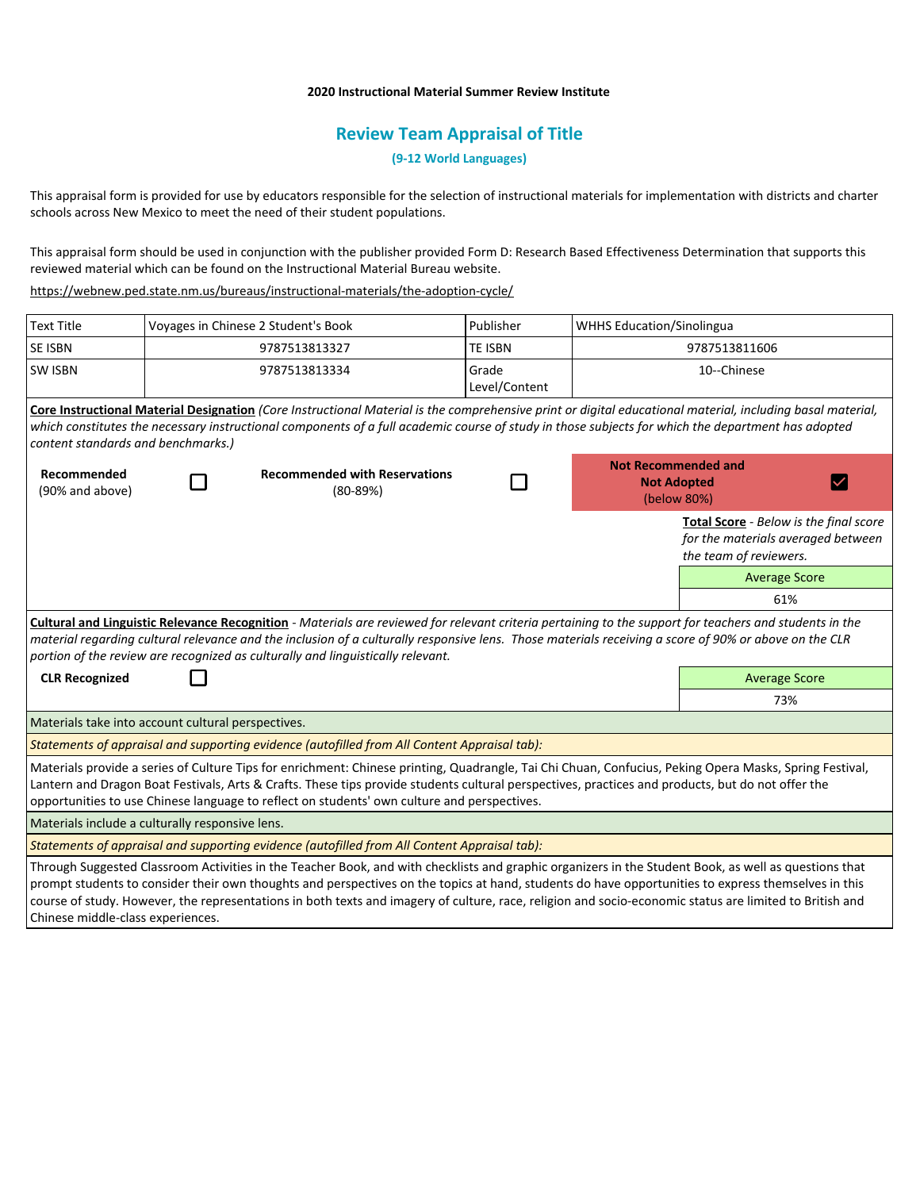**2020 Instructional Material Summer Review Institute**

# Review Team Appraisal of Title

**(9-12 World Languages)**

This appraisal form is provided for use by educators responsible for the selection of instructional materials for implementation with districts and charter schools across New Mexico to meet the need of their student populations.

This appraisal form should be used in conjunction with the publisher provided Form D: Research Based Effectiveness Determination that supports this reviewed material which can be found on the Instructional Material Bureau website.

https://webnew.ped.state.nm.us/bureaus/instructional-materials/the-adoption-cycle/

| Text Title | Voyages in Chinese 2 Student's Book | Publisher | WHHS Education/Sinolingua |
|---|---|---|---|
| SE ISBN | 9787513813327 | TE ISBN | 9787513811606 |
| SW ISBN | 9787513813334 | Grade Level/Content | 10--Chinese |

**Core Instructional Material Designation** *(Core Instructional Material is the comprehensive print or digital educational material, including basal material, which constitutes the necessary instructional components of a full academic course of study in those subjects for which the department has adopted content standards and benchmarks.)*

| Recommended (90% and above) | Recommended with Reservations (80-89%) | Not Recommended and Not Adopted (below 80%) |
|---|---|---|
| ☐ | ☐ | ☑ |

**Total Score** - *Below is the final score for the materials averaged between the team of reviewers.*

| Average Score |
|---|
| 61% |

**Cultural and Linguistic Relevance Recognition** - *Materials are reviewed for relevant criteria pertaining to the support for teachers and students in the material regarding cultural relevance and the inclusion of a culturally responsive lens. Those materials receiving a score of 90% or above on the CLR portion of the review are recognized as culturally and linguistically relevant.*

**CLR Recognized** ☐

| Average Score |
|---|
| 73% |

Materials take into account cultural perspectives.

*Statements of appraisal and supporting evidence (autofilled from All Content Appraisal tab):*

Materials provide a series of Culture Tips for enrichment: Chinese printing, Quadrangle, Tai Chi Chuan, Confucius, Peking Opera Masks, Spring Festival, Lantern and Dragon Boat Festivals, Arts & Crafts. These tips provide students cultural perspectives, practices and products, but do not offer the opportunities to use Chinese language to reflect on students' own culture and perspectives.

Materials include a culturally responsive lens.

*Statements of appraisal and supporting evidence (autofilled from All Content Appraisal tab):*

Through Suggested Classroom Activities in the Teacher Book, and with checklists and graphic organizers in the Student Book, as well as questions that prompt students to consider their own thoughts and perspectives on the topics at hand, students do have opportunities to express themselves in this course of study. However, the representations in both texts and imagery of culture, race, religion and socio-economic status are limited to British and Chinese middle-class experiences.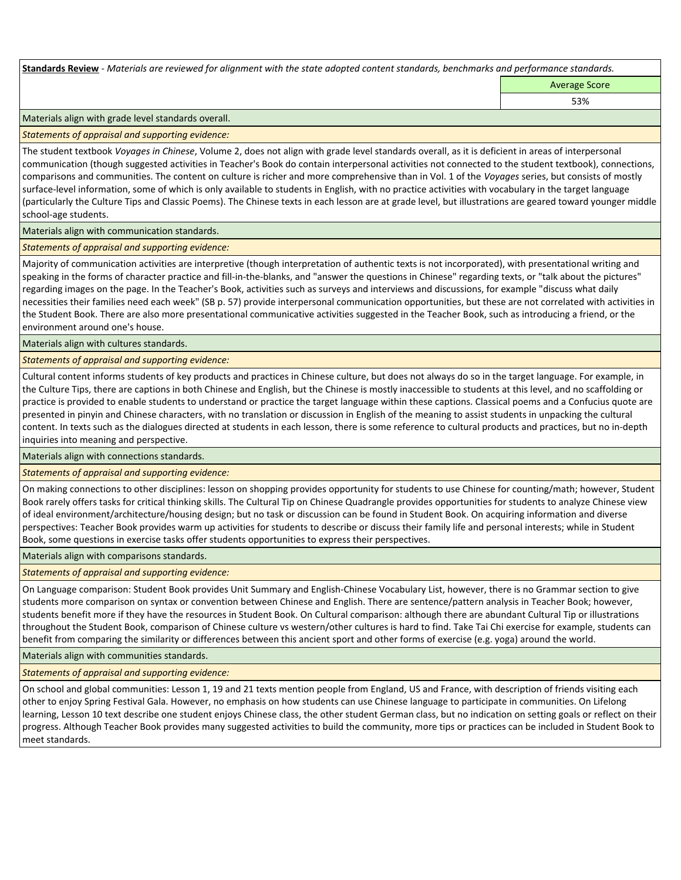**Standards Review** - *Materials are reviewed for alignment with the state adopted content standards, benchmarks and performance standards.*

| | Average Score |
|---|---|
| | 53% |

Materials align with grade level standards overall.

*Statements of appraisal and supporting evidence:*

The student textbook *Voyages in Chinese*, Volume 2, does not align with grade level standards overall, as it is deficient in areas of interpersonal communication (though suggested activities in Teacher's Book do contain interpersonal activities not connected to the student textbook), connections, comparisons and communities. The content on culture is richer and more comprehensive than in Vol. 1 of the *Voyages* series, but consists of mostly surface-level information, some of which is only available to students in English, with no practice activities with vocabulary in the target language (particularly the Culture Tips and Classic Poems). The Chinese texts in each lesson are at grade level, but illustrations are geared toward younger middle school-age students.

Materials align with communication standards.

*Statements of appraisal and supporting evidence:*

Majority of communication activities are interpretive (though interpretation of authentic texts is not incorporated), with presentational writing and speaking in the forms of character practice and fill-in-the-blanks, and "answer the questions in Chinese" regarding texts, or "talk about the pictures" regarding images on the page. In the Teacher's Book, activities such as surveys and interviews and discussions, for example "discuss what daily necessities their families need each week" (SB p. 57) provide interpersonal communication opportunities, but these are not correlated with activities in the Student Book. There are also more presentational communicative activities suggested in the Teacher Book, such as introducing a friend, or the environment around one's house.

Materials align with cultures standards.

*Statements of appraisal and supporting evidence:*

Cultural content informs students of key products and practices in Chinese culture, but does not always do so in the target language. For example, in the Culture Tips, there are captions in both Chinese and English, but the Chinese is mostly inaccessible to students at this level, and no scaffolding or practice is provided to enable students to understand or practice the target language within these captions. Classical poems and a Confucius quote are presented in pinyin and Chinese characters, with no translation or discussion in English of the meaning to assist students in unpacking the cultural content. In texts such as the dialogues directed at students in each lesson, there is some reference to cultural products and practices, but no in-depth inquiries into meaning and perspective.

Materials align with connections standards.

*Statements of appraisal and supporting evidence:*

On making connections to other disciplines: lesson on shopping provides opportunity for students to use Chinese for counting/math; however, Student Book rarely offers tasks for critical thinking skills. The Cultural Tip on Chinese Quadrangle provides opportunities for students to analyze Chinese view of ideal environment/architecture/housing design; but no task or discussion can be found in Student Book. On acquiring information and diverse perspectives: Teacher Book provides warm up activities for students to describe or discuss their family life and personal interests; while in Student Book, some questions in exercise tasks offer students opportunities to express their perspectives.

Materials align with comparisons standards.

*Statements of appraisal and supporting evidence:*

On Language comparison: Student Book provides Unit Summary and English-Chinese Vocabulary List, however, there is no Grammar section to give students more comparison on syntax or convention between Chinese and English. There are sentence/pattern analysis in Teacher Book; however, students benefit more if they have the resources in Student Book. On Cultural comparison: although there are abundant Cultural Tip or illustrations throughout the Student Book, comparison of Chinese culture vs western/other cultures is hard to find. Take Tai Chi exercise for example, students can benefit from comparing the similarity or differences between this ancient sport and other forms of exercise (e.g. yoga) around the world.

Materials align with communities standards.

*Statements of appraisal and supporting evidence:*

On school and global communities: Lesson 1, 19 and 21 texts mention people from England, US and France, with description of friends visiting each other to enjoy Spring Festival Gala. However, no emphasis on how students can use Chinese language to participate in communities. On Lifelong learning, Lesson 10 text describe one student enjoys Chinese class, the other student German class, but no indication on setting goals or reflect on their progress. Although Teacher Book provides many suggested activities to build the community, more tips or practices can be included in Student Book to meet standards.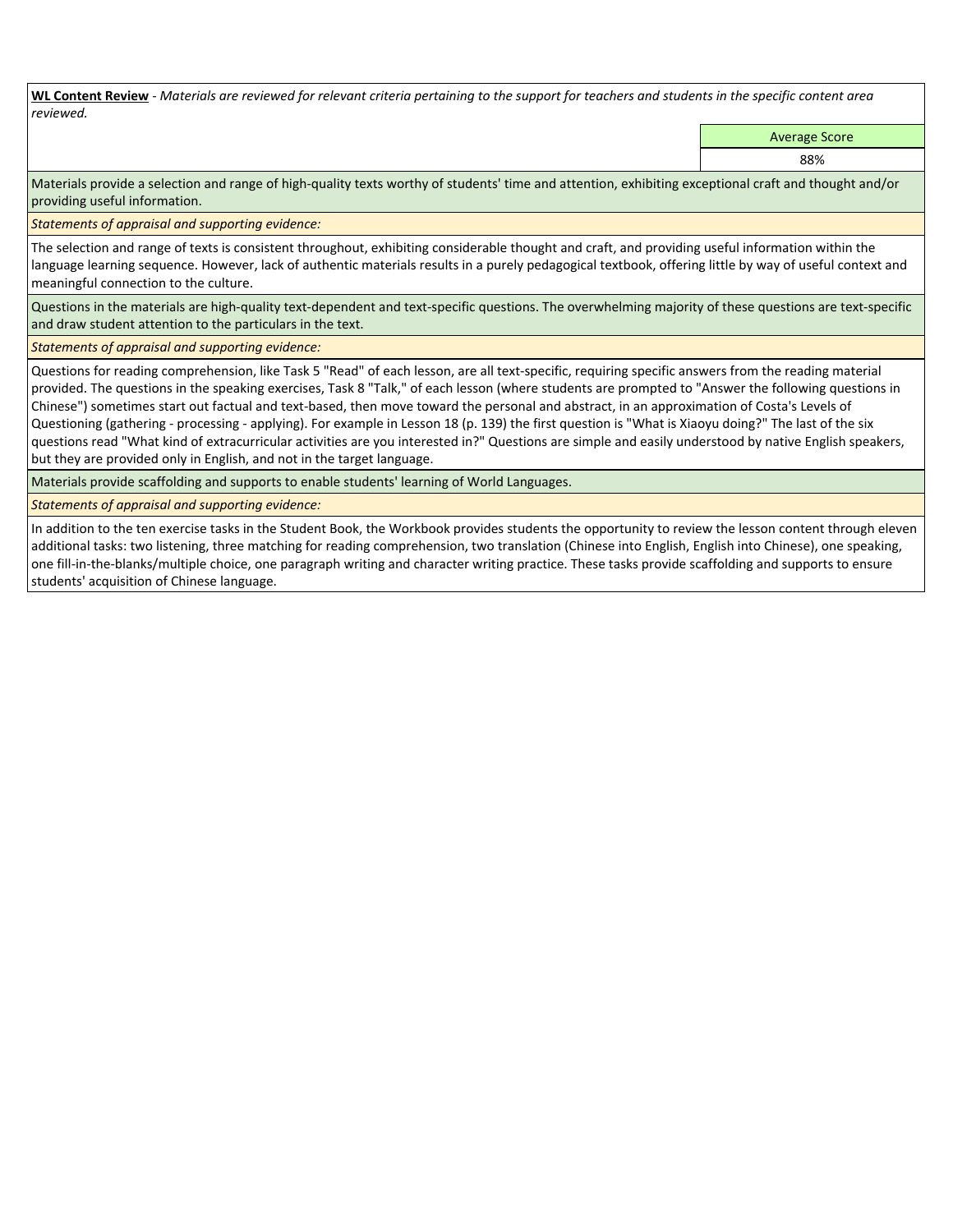**<u>WL Content Review</u>** - *Materials are reviewed for relevant criteria pertaining to the support for teachers and students in the specific content area reviewed.*

| Average Score |
| --- |
| 88% |

Materials provide a selection and range of high-quality texts worthy of students' time and attention, exhibiting exceptional craft and thought and/or providing useful information.

*Statements of appraisal and supporting evidence:*

The selection and range of texts is consistent throughout, exhibiting considerable thought and craft, and providing useful information within the language learning sequence. However, lack of authentic materials results in a purely pedagogical textbook, offering little by way of useful context and meaningful connection to the culture.

Questions in the materials are high-quality text-dependent and text-specific questions. The overwhelming majority of these questions are text-specific and draw student attention to the particulars in the text.

*Statements of appraisal and supporting evidence:*

Questions for reading comprehension, like Task 5 "Read" of each lesson, are all text-specific, requiring specific answers from the reading material provided. The questions in the speaking exercises, Task 8 "Talk," of each lesson (where students are prompted to "Answer the following questions in Chinese") sometimes start out factual and text-based, then move toward the personal and abstract, in an approximation of Costa's Levels of Questioning (gathering - processing - applying). For example in Lesson 18 (p. 139) the first question is "What is Xiaoyu doing?" The last of the six questions read "What kind of extracurricular activities are you interested in?" Questions are simple and easily understood by native English speakers, but they are provided only in English, and not in the target language.

Materials provide scaffolding and supports to enable students' learning of World Languages.

*Statements of appraisal and supporting evidence:*

In addition to the ten exercise tasks in the Student Book, the Workbook provides students the opportunity to review the lesson content through eleven additional tasks: two listening, three matching for reading comprehension, two translation (Chinese into English, English into Chinese), one speaking, one fill-in-the-blanks/multiple choice, one paragraph writing and character writing practice. These tasks provide scaffolding and supports to ensure students' acquisition of Chinese language.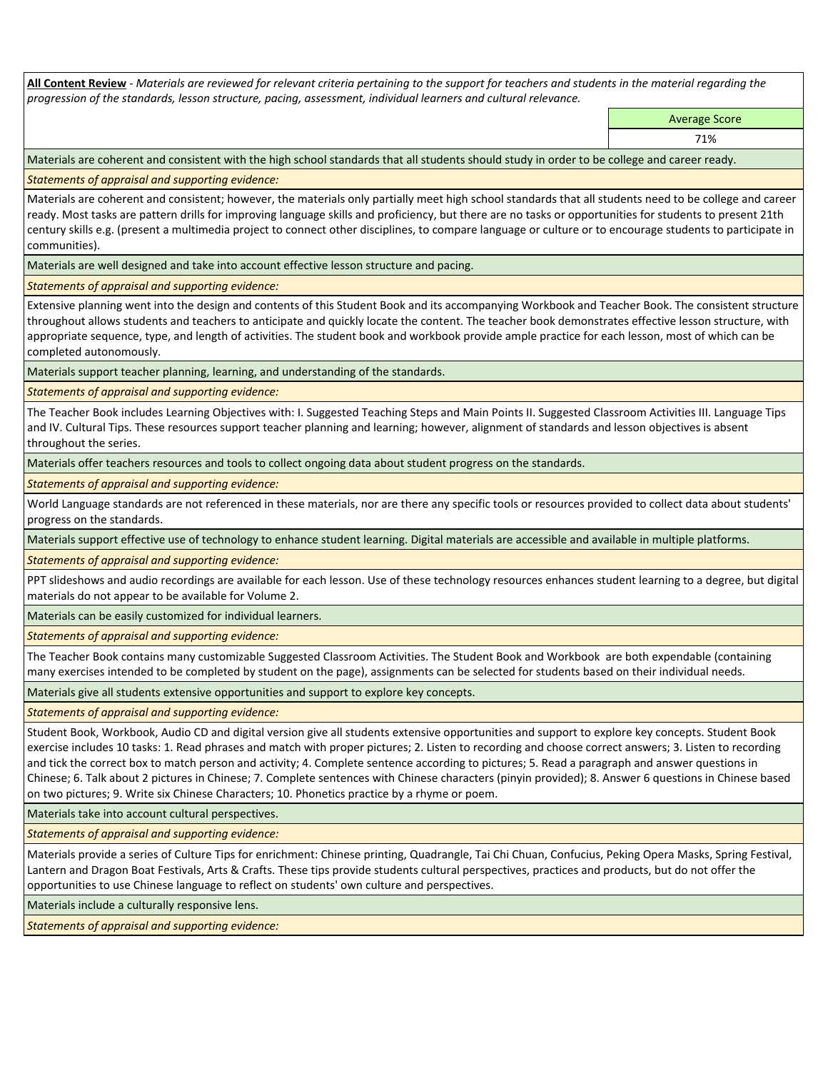**All Content Review** - *Materials are reviewed for relevant criteria pertaining to the support for teachers and students in the material regarding the progression of the standards, lesson structure, pacing, assessment, individual learners and cultural relevance.*

| Average Score |
|---|
| 71% |

Materials are coherent and consistent with the high school standards that all students should study in order to be college and career ready.

*Statements of appraisal and supporting evidence:*

Materials are coherent and consistent; however, the materials only partially meet high school standards that all students need to be college and career ready. Most tasks are pattern drills for improving language skills and proficiency, but there are no tasks or opportunities for students to present 21th century skills e.g. (present a multimedia project to connect other disciplines, to compare language or culture or to encourage students to participate in communities).

Materials are well designed and take into account effective lesson structure and pacing.

*Statements of appraisal and supporting evidence:*

Extensive planning went into the design and contents of this Student Book and its accompanying Workbook and Teacher Book. The consistent structure throughout allows students and teachers to anticipate and quickly locate the content. The teacher book demonstrates effective lesson structure, with appropriate sequence, type, and length of activities. The student book and workbook provide ample practice for each lesson, most of which can be completed autonomously.

Materials support teacher planning, learning, and understanding of the standards.

*Statements of appraisal and supporting evidence:*

The Teacher Book includes Learning Objectives with: I. Suggested Teaching Steps and Main Points II. Suggested Classroom Activities III. Language Tips and IV. Cultural Tips. These resources support teacher planning and learning; however, alignment of standards and lesson objectives is absent throughout the series.

Materials offer teachers resources and tools to collect ongoing data about student progress on the standards.

*Statements of appraisal and supporting evidence:*

World Language standards are not referenced in these materials, nor are there any specific tools or resources provided to collect data about students' progress on the standards.

Materials support effective use of technology to enhance student learning. Digital materials are accessible and available in multiple platforms.

*Statements of appraisal and supporting evidence:*

PPT slideshows and audio recordings are available for each lesson. Use of these technology resources enhances student learning to a degree, but digital materials do not appear to be available for Volume 2.

Materials can be easily customized for individual learners.

*Statements of appraisal and supporting evidence:*

The Teacher Book contains many customizable Suggested Classroom Activities. The Student Book and Workbook are both expendable (containing many exercises intended to be completed by student on the page), assignments can be selected for students based on their individual needs.

Materials give all students extensive opportunities and support to explore key concepts.

*Statements of appraisal and supporting evidence:*

Student Book, Workbook, Audio CD and digital version give all students extensive opportunities and support to explore key concepts. Student Book exercise includes 10 tasks: 1. Read phrases and match with proper pictures; 2. Listen to recording and choose correct answers; 3. Listen to recording and tick the correct box to match person and activity; 4. Complete sentence according to pictures; 5. Read a paragraph and answer questions in Chinese; 6. Talk about 2 pictures in Chinese; 7. Complete sentences with Chinese characters (pinyin provided); 8. Answer 6 questions in Chinese based on two pictures; 9. Write six Chinese Characters; 10. Phonetics practice by a rhyme or poem.

Materials take into account cultural perspectives.

*Statements of appraisal and supporting evidence:*

Materials provide a series of Culture Tips for enrichment: Chinese printing, Quadrangle, Tai Chi Chuan, Confucius, Peking Opera Masks, Spring Festival, Lantern and Dragon Boat Festivals, Arts & Crafts. These tips provide students cultural perspectives, practices and products, but do not offer the opportunities to use Chinese language to reflect on students' own culture and perspectives.

Materials include a culturally responsive lens.

*Statements of appraisal and supporting evidence:*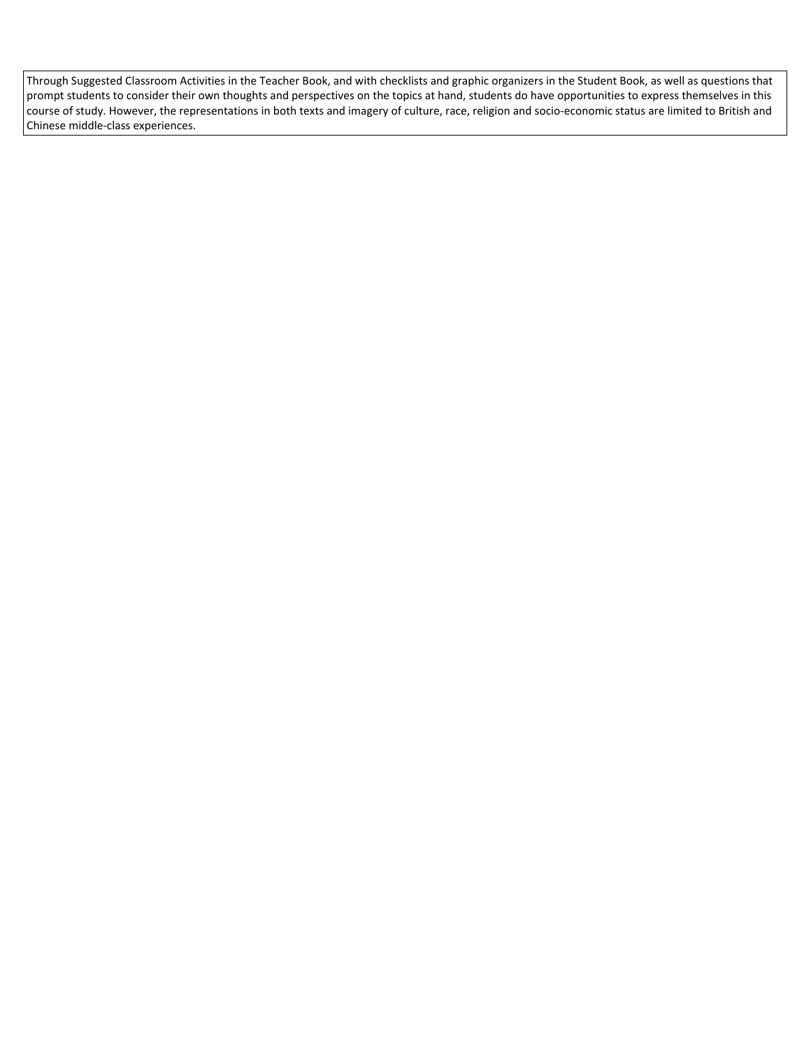Through Suggested Classroom Activities in the Teacher Book, and with checklists and graphic organizers in the Student Book, as well as questions that prompt students to consider their own thoughts and perspectives on the topics at hand, students do have opportunities to express themselves in this course of study. However, the representations in both texts and imagery of culture, race, religion and socio-economic status are limited to British and Chinese middle-class experiences.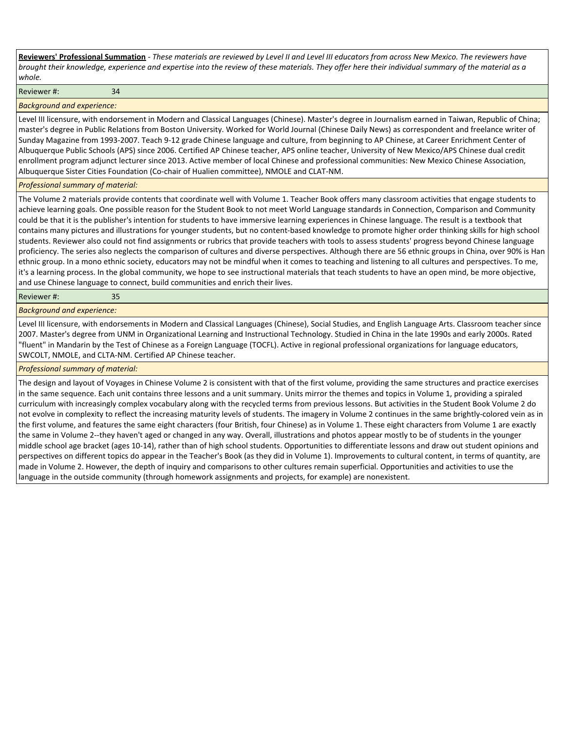**<u>Reviewers' Professional Summation</u>** - *These materials are reviewed by Level II and Level III educators from across New Mexico. The reviewers have brought their knowledge, experience and expertise into the review of these materials. They offer here their individual summary of the material as a whole.*

Reviewer #: 34

*Background and experience:*

Level III licensure, with endorsement in Modern and Classical Languages (Chinese). Master's degree in Journalism earned in Taiwan, Republic of China; master's degree in Public Relations from Boston University. Worked for World Journal (Chinese Daily News) as correspondent and freelance writer of Sunday Magazine from 1993-2007. Teach 9-12 grade Chinese language and culture, from beginning to AP Chinese, at Career Enrichment Center of Albuquerque Public Schools (APS) since 2006. Certified AP Chinese teacher, APS online teacher, University of New Mexico/APS Chinese dual credit enrollment program adjunct lecturer since 2013. Active member of local Chinese and professional communities: New Mexico Chinese Association, Albuquerque Sister Cities Foundation (Co-chair of Hualien committee), NMOLE and CLAT-NM.

*Professional summary of material:*

The Volume 2 materials provide contents that coordinate well with Volume 1. Teacher Book offers many classroom activities that engage students to achieve learning goals. One possible reason for the Student Book to not meet World Language standards in Connection, Comparison and Community could be that it is the publisher's intention for students to have immersive learning experiences in Chinese language. The result is a textbook that contains many pictures and illustrations for younger students, but no content-based knowledge to promote higher order thinking skills for high school students. Reviewer also could not find assignments or rubrics that provide teachers with tools to assess students' progress beyond Chinese language proficiency. The series also neglects the comparison of cultures and diverse perspectives. Although there are 56 ethnic groups in China, over 90% is Han ethnic group. In a mono ethnic society, educators may not be mindful when it comes to teaching and listening to all cultures and perspectives. To me, it's a learning process. In the global community, we hope to see instructional materials that teach students to have an open mind, be more objective, and use Chinese language to connect, build communities and enrich their lives.

Reviewer #: 35

*Background and experience:*

Level III licensure, with endorsements in Modern and Classical Languages (Chinese), Social Studies, and English Language Arts. Classroom teacher since 2007. Master's degree from UNM in Organizational Learning and Instructional Technology. Studied in China in the late 1990s and early 2000s. Rated "fluent" in Mandarin by the Test of Chinese as a Foreign Language (TOCFL). Active in regional professional organizations for language educators, SWCOLT, NMOLE, and CLTA-NM. Certified AP Chinese teacher.

*Professional summary of material:*

The design and layout of Voyages in Chinese Volume 2 is consistent with that of the first volume, providing the same structures and practice exercises in the same sequence. Each unit contains three lessons and a unit summary. Units mirror the themes and topics in Volume 1, providing a spiraled curriculum with increasingly complex vocabulary along with the recycled terms from previous lessons. But activities in the Student Book Volume 2 do not evolve in complexity to reflect the increasing maturity levels of students. The imagery in Volume 2 continues in the same brightly-colored vein as in the first volume, and features the same eight characters (four British, four Chinese) as in Volume 1. These eight characters from Volume 1 are exactly the same in Volume 2--they haven't aged or changed in any way. Overall, illustrations and photos appear mostly to be of students in the younger middle school age bracket (ages 10-14), rather than of high school students. Opportunities to differentiate lessons and draw out student opinions and perspectives on different topics do appear in the Teacher's Book (as they did in Volume 1). Improvements to cultural content, in terms of quantity, are made in Volume 2. However, the depth of inquiry and comparisons to other cultures remain superficial. Opportunities and activities to use the language in the outside community (through homework assignments and projects, for example) are nonexistent.